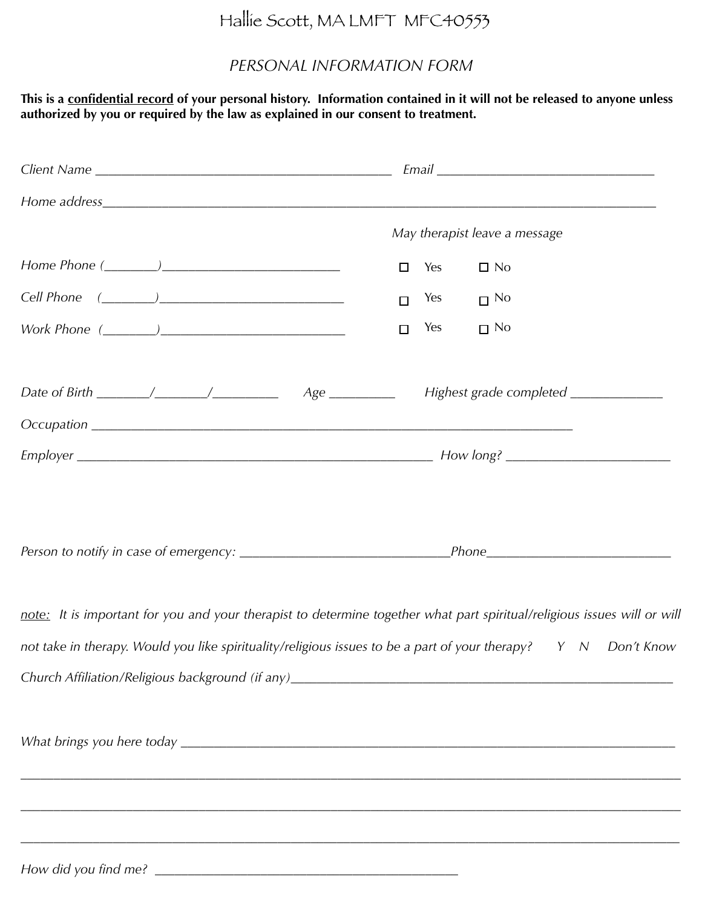# Hallie Scott, MA LMFT MFC40553

## *PERSONAL INFORMATION FORM*

**This is a <u>confidential record</u> of your personal history. Information contained in it will not be released to anyone unless authorized by you or required by the law as explained in our consent to treatment.**

*Client Name* ____________________________________________ *Email* _________________________________

*Home address*____________________________________________________________________________________

| | *May therapist leave a message* | |
|---|---|---|
| *Home Phone* (________)__________________________ | ☐ Yes | ☐ No |
| *Cell Phone* (________)___________________________ | ☐ Yes | ☐ No |
| *Work Phone* (________)___________________________ | ☐ Yes | ☐ No |

*Date of Birth* ________/________/__________ *Age* __________ *Highest grade completed* ______________

*Occupation* _________________________________________________________________________

*Employer* ______________________________________________________ *How long?* ________________________

*Person to notify in case of emergency:* _______________________________*Phone*___________________________

*<u>note:</u> It is important for you and your therapist to determine together what part spiritual/religious issues will or will not take in therapy. Would you like spirituality/religious issues to be a part of your therapy?* *Y N Don't Know*

*Church Affiliation/Religious background (if any)*_________________________________________________________

*What brings you here today* ___________________________________________________________________________

_____________________________________________________________________________________________

_____________________________________________________________________________________________

_____________________________________________________________________________________________

*How did you find me?* _____________________________________________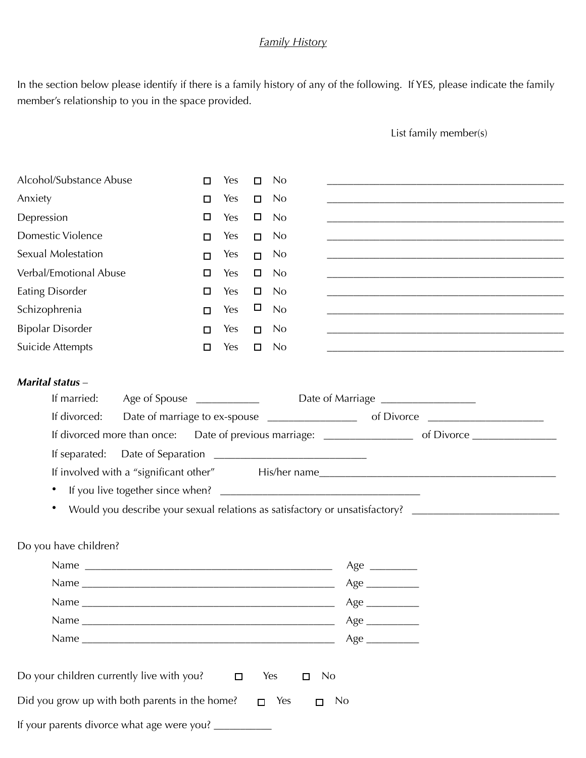*Family History*

In the section below please identify if there is a family history of any of the following. If YES, please indicate the family member's relationship to you in the space provided.

| | | | List family member(s) |
|---|---|---|---|
| Alcohol/Substance Abuse | ☐ Yes | ☐ No | ___________________________________________ |
| Anxiety | ☐ Yes | ☐ No | ___________________________________________ |
| Depression | ☐ Yes | ☐ No | ___________________________________________ |
| Domestic Violence | ☐ Yes | ☐ No | ___________________________________________ |
| Sexual Molestation | ☐ Yes | ☐ No | ___________________________________________ |
| Verbal/Emotional Abuse | ☐ Yes | ☐ No | ___________________________________________ |
| Eating Disorder | ☐ Yes | ☐ No | ___________________________________________ |
| Schizophrenia | ☐ Yes | ☐ No | ___________________________________________ |
| Bipolar Disorder | ☐ Yes | ☐ No | ___________________________________________ |
| Suicide Attempts | ☐ Yes | ☐ No | ___________________________________________ |

***Marital status*** –

If married: Age of Spouse ___________ Date of Marriage _________________

If divorced: Date of marriage to ex-spouse ________________ of Divorce _____________________

If divorced more than once: Date of previous marriage: ________________ of Divorce _______________

If separated: Date of Separation ___________________________

If involved with a "significant other" His/her name___________________________________________

- If you live together since when? ____________________________________
- Would you describe your sexual relations as satisfactory or unsatisfactory? __________________________

Do you have children?

Name _____________________________________________ Age ________

Name _____________________________________________ Age _________

Name _____________________________________________ Age _________

Name _____________________________________________ Age _________

Name _____________________________________________ Age _________

Do your children currently live with you? ☐ Yes ☐ No

Did you grow up with both parents in the home? ☐ Yes ☐ No

If your parents divorce what age were you? __________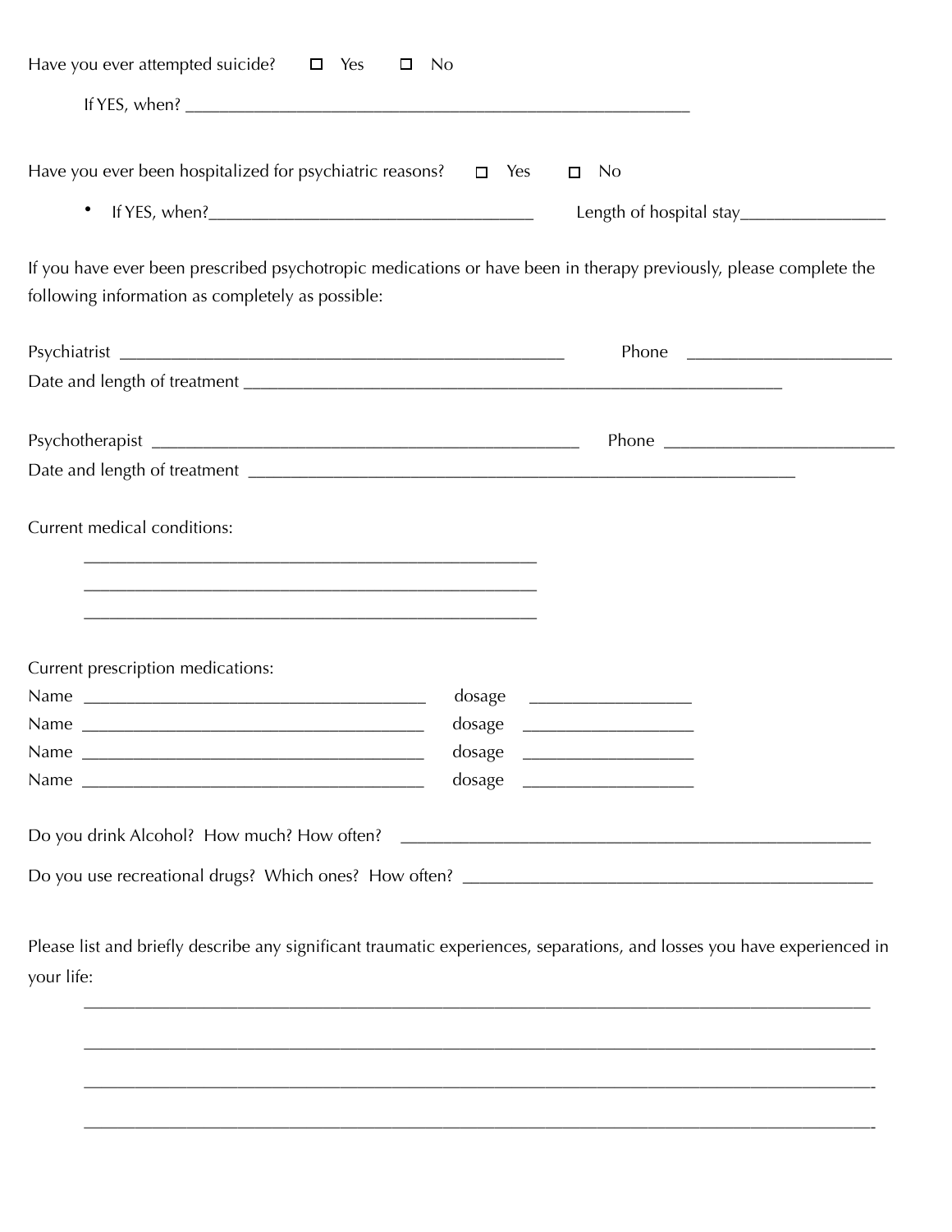Have you ever attempted suicide? ☐ Yes ☐ No

If YES, when? ________________________________________________________

Have you ever been hospitalized for psychiatric reasons? ☐ Yes ☐ No

- If YES, when?____________________________________ Length of hospital stay________________

If you have ever been prescribed psychotropic medications or have been in therapy previously, please complete the following information as completely as possible:

Psychiatrist _________________________________________________ Phone ______________________

Date and length of treatment ____________________________________________________________

Psychotherapist _______________________________________________ Phone _________________________

Date and length of treatment ____________________________________________________________

Current medical conditions:

__________________________________________________

__________________________________________________

__________________________________________________

Current prescription medications:

Name _____________________________________ dosage _________________

Name _____________________________________ dosage _________________

Name _____________________________________ dosage _________________

Name _____________________________________ dosage _________________

Do you drink Alcohol? How much? How often? ____________________________________________________

Do you use recreational drugs? Which ones? How often? ____________________________________________

Please list and briefly describe any significant traumatic experiences, separations, and losses you have experienced in your life:

_______________________________________________________________________________________

_______________________________________________________________________________________

_______________________________________________________________________________________

_______________________________________________________________________________________